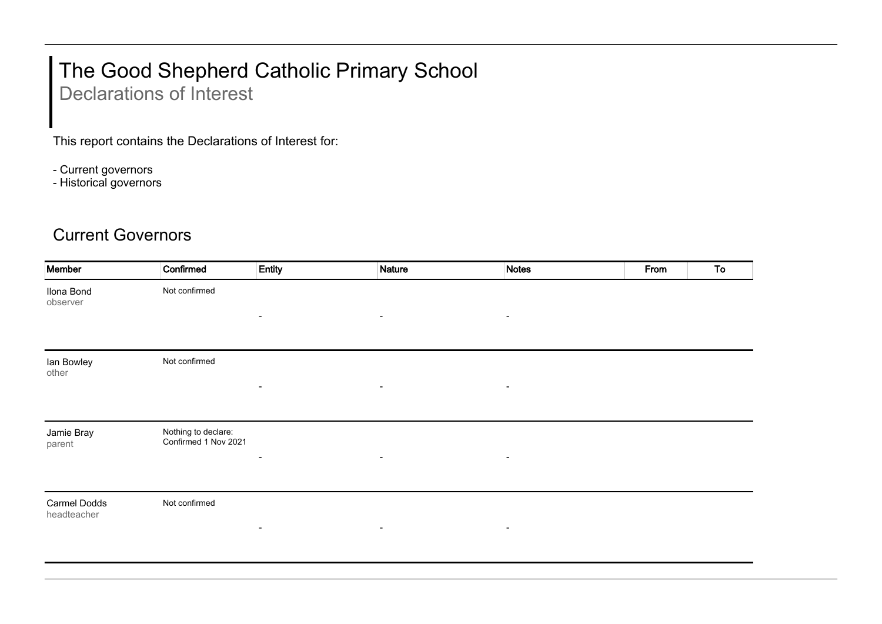# The Good Shepherd Catholic Primary School

## Declarations of Interest

This report contains the Declarations of Interest for:

- Current governors
- Historical governors

## Current Governors

| Member | Confirmed | Entity | Nature | Notes | From | To |
|---|---|---|---|---|---|---|
| Ilona Bond<br>observer | Not confirmed | - | - | - | | |
| Ian Bowley<br>other | Not confirmed | - | - | - | | |
| Jamie Bray<br>parent | Nothing to declare: Confirmed 1 Nov 2021 | - | - | - | | |
| Carmel Dodds<br>headteacher | Not confirmed | - | - | - | | |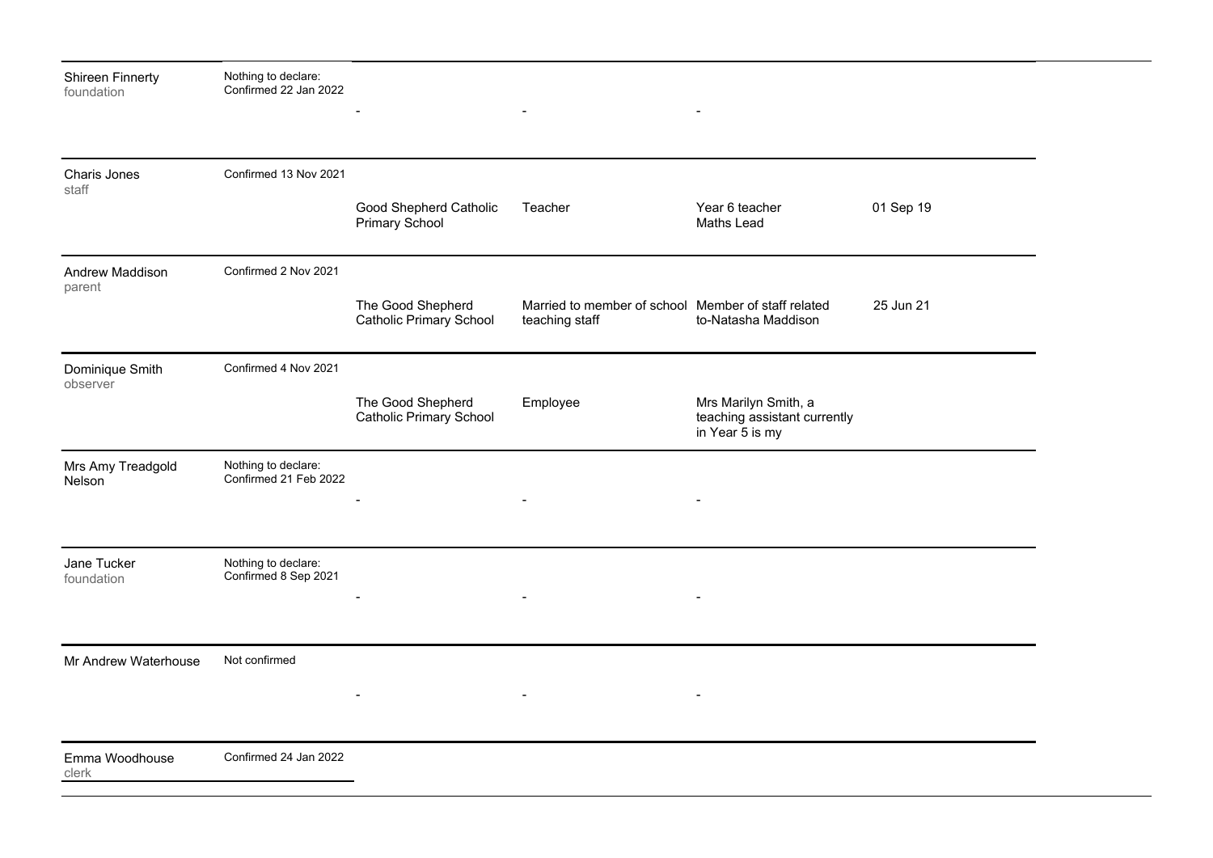| | | | | | |
|---|---|---|---|---|---|
| Shireen Finnerty<br>foundation | Nothing to declare:<br>Confirmed 22 Jan 2022 | - | - | - | |
| Charis Jones<br>staff | Confirmed 13 Nov 2021 | Good Shepherd Catholic Primary School | Teacher | Year 6 teacher<br>Maths Lead | 01 Sep 19 |
| Andrew Maddison<br>parent | Confirmed 2 Nov 2021 | The Good Shepherd Catholic Primary School | Married to member of school teaching staff | Member of staff related to-Natasha Maddison | 25 Jun 21 |
| Dominique Smith<br>observer | Confirmed 4 Nov 2021 | The Good Shepherd Catholic Primary School | Employee | Mrs Marilyn Smith, a teaching assistant currently in Year 5 is my | |
| Mrs Amy Treadgold Nelson | Nothing to declare:<br>Confirmed 21 Feb 2022 | - | - | - | |
| Jane Tucker<br>foundation | Nothing to declare:<br>Confirmed 8 Sep 2021 | - | - | - | |
| Mr Andrew Waterhouse | Not confirmed | - | - | - | |
| Emma Woodhouse<br>clerk | Confirmed 24 Jan 2022 | | | | |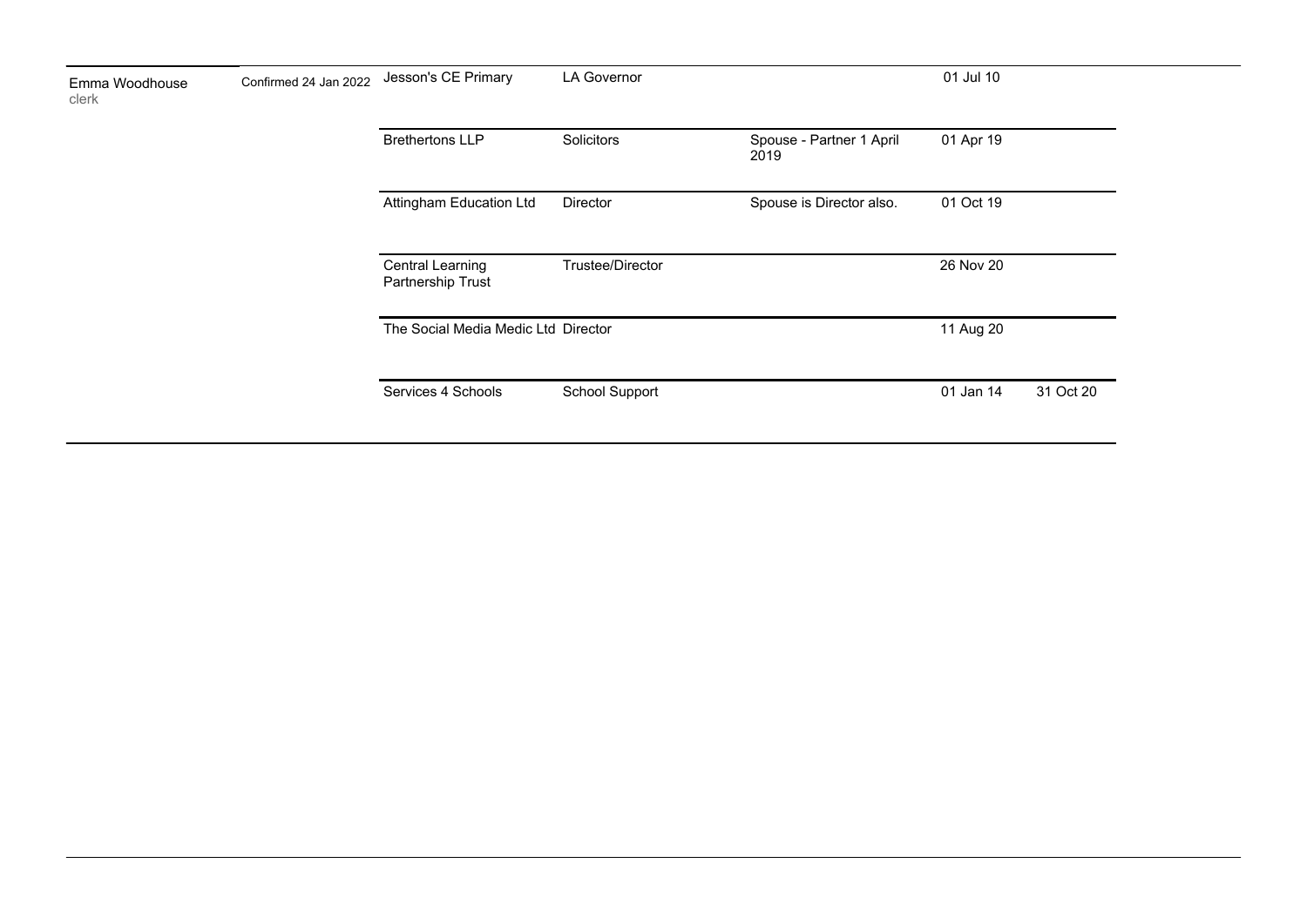| | | | | | | |
|---|---|---|---|---|---|---|
| Emma Woodhouse<br>clerk | Confirmed 24 Jan 2022 | Jesson's CE Primary | LA Governor | | 01 Jul 10 | |
| | | Brethertons LLP | Solicitors | Spouse - Partner 1 April 2019 | 01 Apr 19 | |
| | | Attingham Education Ltd | Director | Spouse is Director also. | 01 Oct 19 | |
| | | Central Learning Partnership Trust | Trustee/Director | | 26 Nov 20 | |
| | | The Social Media Medic Ltd | Director | | 11 Aug 20 | |
| | | Services 4 Schools | School Support | | 01 Jan 14 | 31 Oct 20 |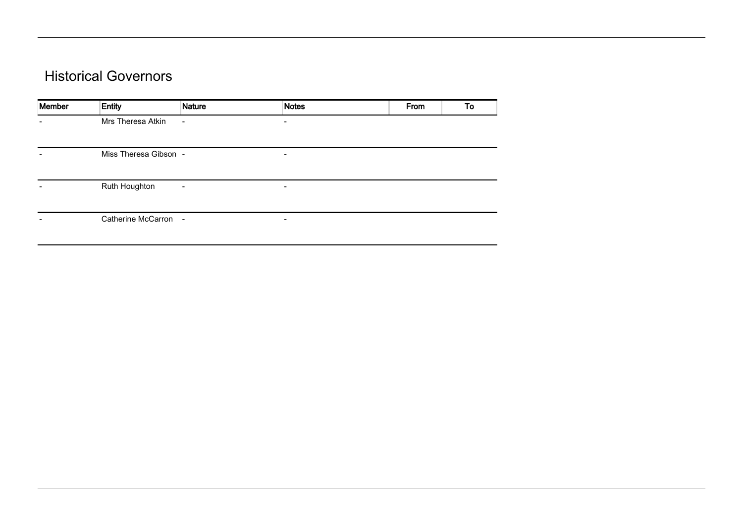## Historical Governors

| Member | Entity | Nature | Notes | From | To |
|---|---|---|---|---|---|
| - | Mrs Theresa Atkin | - | - | | |
| - | Miss Theresa Gibson | - | - | | |
| - | Ruth Houghton | - | - | | |
| - | Catherine McCarron | - | - | | |